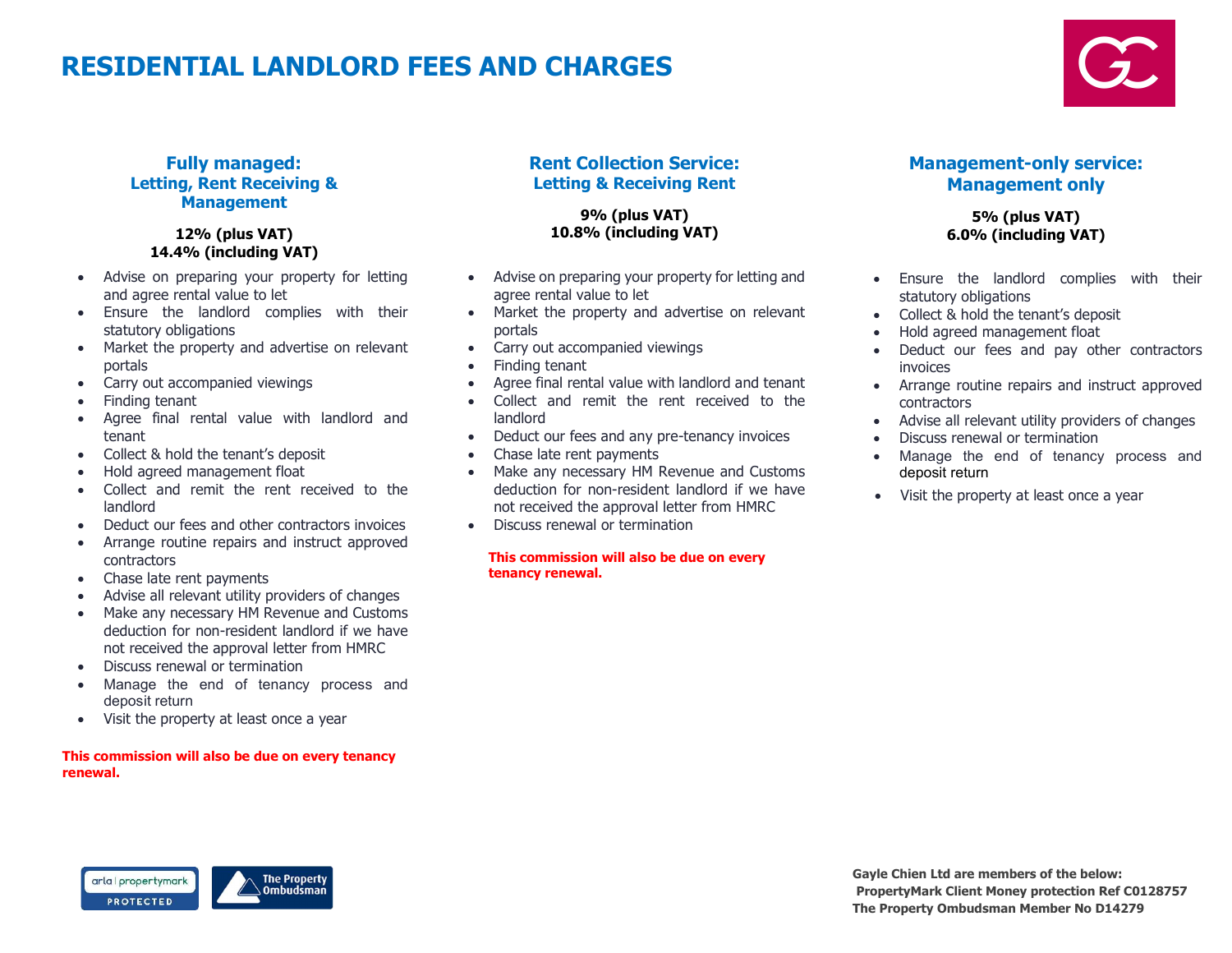# RESIDENTIAL LANDLORD FEES AND CHARGES

## Fully managed: Letting, Rent Receiving & Management

**12% (plus VAT)**
**14.4% (including VAT)**

- Advise on preparing your property for letting and agree rental value to let
- Ensure the landlord complies with their statutory obligations
- Market the property and advertise on relevant portals
- Carry out accompanied viewings
- Finding tenant
- Agree final rental value with landlord and tenant
- Collect & hold the tenant's deposit
- Hold agreed management float
- Collect and remit the rent received to the landlord
- Deduct our fees and other contractors invoices
- Arrange routine repairs and instruct approved contractors
- Chase late rent payments
- Advise all relevant utility providers of changes
- Make any necessary HM Revenue and Customs deduction for non-resident landlord if we have not received the approval letter from HMRC
- Discuss renewal or termination
- Manage the end of tenancy process and deposit return
- Visit the property at least once a year

**This commission will also be due on every tenancy renewal.**

## Rent Collection Service: Letting & Receiving Rent

**9% (plus VAT)**
**10.8% (including VAT)**

- Advise on preparing your property for letting and agree rental value to let
- Market the property and advertise on relevant portals
- Carry out accompanied viewings
- Finding tenant
- Agree final rental value with landlord and tenant
- Collect and remit the rent received to the landlord
- Deduct our fees and any pre-tenancy invoices
- Chase late rent payments
- Make any necessary HM Revenue and Customs deduction for non-resident landlord if we have not received the approval letter from HMRC
- Discuss renewal or termination

**This commission will also be due on every tenancy renewal.**

## Management-only service: Management only

**5% (plus VAT)**
**6.0% (including VAT)**

- Ensure the landlord complies with their statutory obligations
- Collect & hold the tenant's deposit
- Hold agreed management float
- Deduct our fees and pay other contractors invoices
- Arrange routine repairs and instruct approved contractors
- Advise all relevant utility providers of changes
- Discuss renewal or termination
- Manage the end of tenancy process and deposit return
- Visit the property at least once a year

**Gayle Chien Ltd are members of the below:**
**PropertyMark Client Money protection Ref C0128757**
**The Property Ombudsman Member No D14279**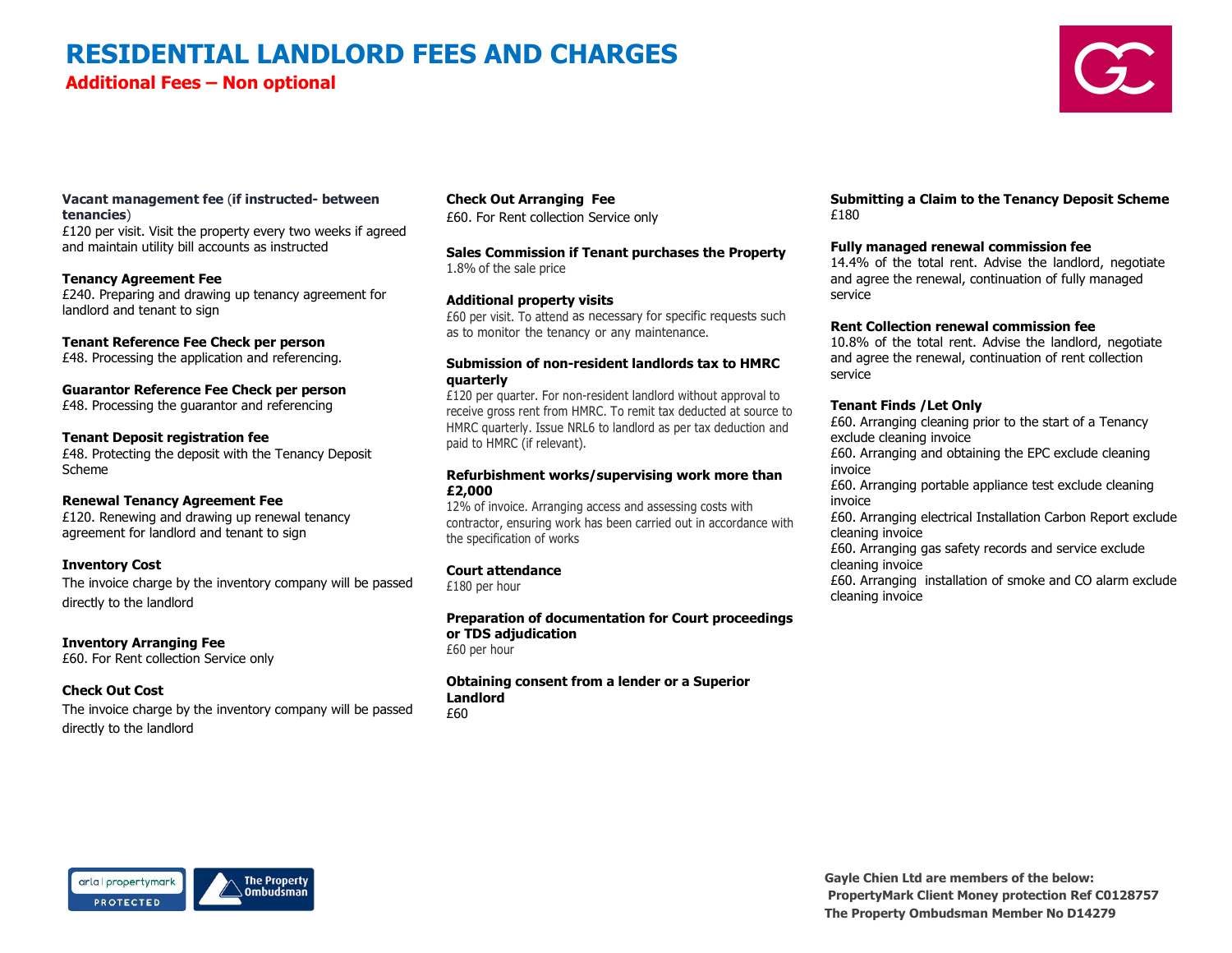# RESIDENTIAL LANDLORD FEES AND CHARGES

## Additional Fees – Non optional

**Vacant management fee (if instructed- between tenancies)**
£120 per visit. Visit the property every two weeks if agreed and maintain utility bill accounts as instructed

**Tenancy Agreement Fee**
£240. Preparing and drawing up tenancy agreement for landlord and tenant to sign

**Tenant Reference Fee Check per person**
£48. Processing the application and referencing.

**Guarantor Reference Fee Check per person**
£48. Processing the guarantor and referencing

**Tenant Deposit registration fee**
£48. Protecting the deposit with the Tenancy Deposit Scheme

**Renewal Tenancy Agreement Fee**
£120. Renewing and drawing up renewal tenancy agreement for landlord and tenant to sign

**Inventory Cost**
The invoice charge by the inventory company will be passed directly to the landlord

**Inventory Arranging Fee**
£60. For Rent collection Service only

**Check Out Cost**
The invoice charge by the inventory company will be passed directly to the landlord

**Check Out Arranging Fee**
£60. For Rent collection Service only

**Sales Commission if Tenant purchases the Property**
1.8% of the sale price

**Additional property visits**
£60 per visit. To attend as necessary for specific requests such as to monitor the tenancy or any maintenance.

**Submission of non-resident landlords tax to HMRC quarterly**
£120 per quarter. For non-resident landlord without approval to receive gross rent from HMRC. To remit tax deducted at source to HMRC quarterly. Issue NRL6 to landlord as per tax deduction and paid to HMRC (if relevant).

**Refurbishment works/supervising work more than £2,000**
12% of invoice. Arranging access and assessing costs with contractor, ensuring work has been carried out in accordance with the specification of works

**Court attendance**
£180 per hour

**Preparation of documentation for Court proceedings or TDS adjudication**
£60 per hour

**Obtaining consent from a lender or a Superior Landlord**
£60

**Submitting a Claim to the Tenancy Deposit Scheme**
£180

**Fully managed renewal commission fee**
14.4% of the total rent. Advise the landlord, negotiate and agree the renewal, continuation of fully managed service

**Rent Collection renewal commission fee**
10.8% of the total rent. Advise the landlord, negotiate and agree the renewal, continuation of rent collection service

**Tenant Finds /Let Only**
£60. Arranging cleaning prior to the start of a Tenancy exclude cleaning invoice
£60. Arranging and obtaining the EPC exclude cleaning invoice
£60. Arranging portable appliance test exclude cleaning invoice
£60. Arranging electrical Installation Carbon Report exclude cleaning invoice
£60. Arranging gas safety records and service exclude cleaning invoice
£60. Arranging installation of smoke and CO alarm exclude cleaning invoice

arla | propertymark PROTECTED
The Property Ombudsman

**Gayle Chien Ltd are members of the below:**
**PropertyMark Client Money protection Ref C0128757**
**The Property Ombudsman Member No D14279**